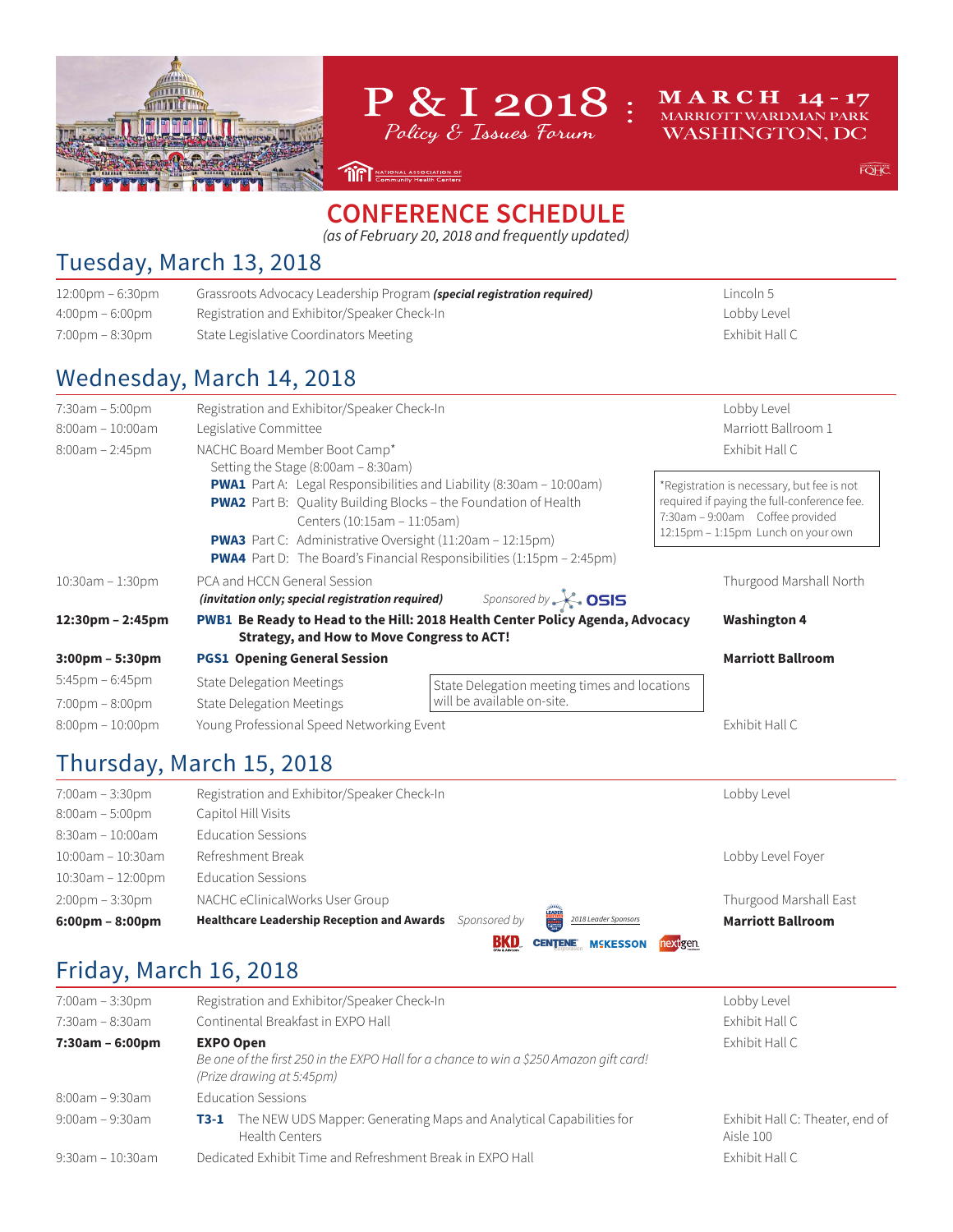# P & I 2018 : Policy & Issues Forum

**MARCH 14 - 17**
MARRIOTT WARDMAN PARK
WASHINGTON, DC

NATIONAL ASSOCIATION OF Community Health Centers

FQHC

## CONFERENCE SCHEDULE

*(as of February 20, 2018 and frequently updated)*

## Tuesday, March 13, 2018

| | | |
|---|---|---|
| 12:00pm – 6:30pm | Grassroots Advocacy Leadership Program ***(special registration required)*** | Lincoln 5 |
| 4:00pm – 6:00pm | Registration and Exhibitor/Speaker Check-In | Lobby Level |
| 7:00pm – 8:30pm | State Legislative Coordinators Meeting | Exhibit Hall C |

## Wednesday, March 14, 2018

| | | |
|---|---|---|
| 7:30am – 5:00pm | Registration and Exhibitor/Speaker Check-In | Lobby Level |
| 8:00am – 10:00am | Legislative Committee | Marriott Ballroom 1 |
| 8:00am – 2:45pm | NACHC Board Member Boot Camp*<br>Setting the Stage (8:00am – 8:30am)<br>**PWA1** Part A: Legal Responsibilities and Liability (8:30am – 10:00am)<br>**PWA2** Part B: Quality Building Blocks – the Foundation of Health Centers (10:15am – 11:05am)<br>**PWA3** Part C: Administrative Oversight (11:20am – 12:15pm)<br>**PWA4** Part D: The Board's Financial Responsibilities (1:15pm – 2:45pm) | Exhibit Hall C |
| 10:30am – 1:30pm | PCA and HCCN General Session<br>***(invitation only; special registration required)*** *Sponsored by* OSIS | Thurgood Marshall North |
| **12:30pm – 2:45pm** | **PWB1 Be Ready to Head to the Hill: 2018 Health Center Policy Agenda, Advocacy Strategy, and How to Move Congress to ACT!** | **Washington 4** |
| **3:00pm – 5:30pm** | **PGS1 Opening General Session** | **Marriott Ballroom** |
| 5:45pm – 6:45pm | State Delegation Meetings | |
| 7:00pm – 8:00pm | State Delegation Meetings | |
| 8:00pm – 10:00pm | Young Professional Speed Networking Event | Exhibit Hall C |

*Registration is necessary, but fee is not required if paying the full-conference fee.
7:30am – 9:00am Coffee provided
12:15pm – 1:15pm Lunch on your own

State Delegation meeting times and locations will be available on-site.

## Thursday, March 15, 2018

| | | |
|---|---|---|
| 7:00am – 3:30pm | Registration and Exhibitor/Speaker Check-In | Lobby Level |
| 8:00am – 5:00pm | Capitol Hill Visits | |
| 8:30am – 10:00am | Education Sessions | |
| 10:00am – 10:30am | Refreshment Break | Lobby Level Foyer |
| 10:30am – 12:00pm | Education Sessions | |
| 2:00pm – 3:30pm | NACHC eClinicalWorks User Group | Thurgood Marshall East |
| **6:00pm – 8:00pm** | **Healthcare Leadership Reception and Awards** *Sponsored by* 2018 Leader Sponsors: BKD, CENTENE, MCKESSON, nextgen | **Marriott Ballroom** |

## Friday, March 16, 2018

| | | |
|---|---|---|
| 7:00am – 3:30pm | Registration and Exhibitor/Speaker Check-In | Lobby Level |
| 7:30am – 8:30am | Continental Breakfast in EXPO Hall | Exhibit Hall C |
| **7:30am – 6:00pm** | **EXPO Open**<br>*Be one of the first 250 in the EXPO Hall for a chance to win a $250 Amazon gift card! (Prize drawing at 5:45pm)* | Exhibit Hall C |
| 8:00am – 9:30am | Education Sessions | |
| 9:00am – 9:30am | **T3-1** The NEW UDS Mapper: Generating Maps and Analytical Capabilities for Health Centers | Exhibit Hall C: Theater, end of Aisle 100 |
| 9:30am – 10:30am | Dedicated Exhibit Time and Refreshment Break in EXPO Hall | Exhibit Hall C |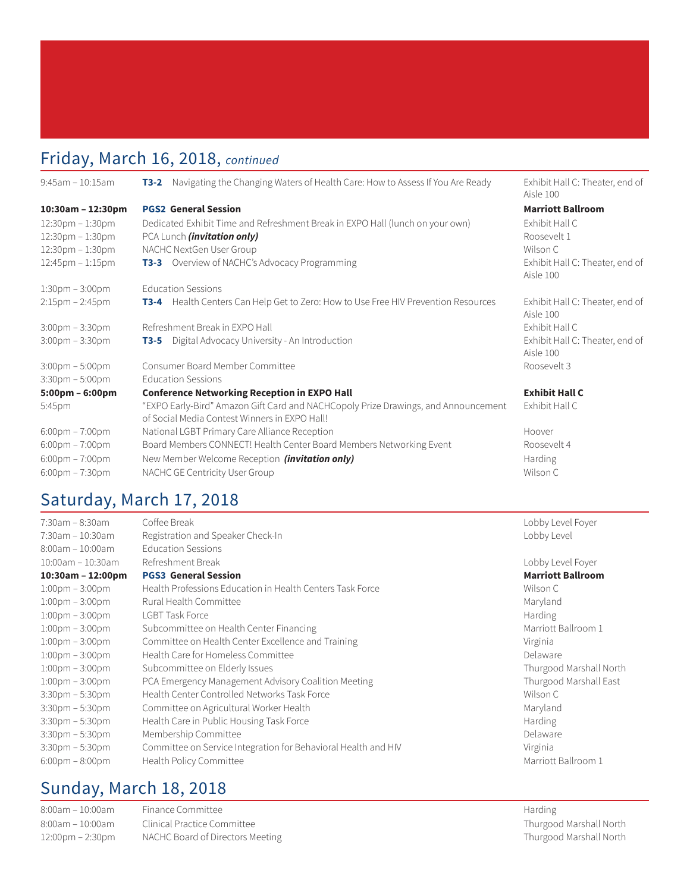## Friday, March 16, 2018, *continued*

| | | |
|---|---|---|
| 9:45am – 10:15am | **T3-2** Navigating the Changing Waters of Health Care: How to Assess If You Are Ready | Exhibit Hall C: Theater, end of Aisle 100 |
| **10:30am – 12:30pm** | **PGS2 General Session** | **Marriott Ballroom** |
| 12:30pm – 1:30pm | Dedicated Exhibit Time and Refreshment Break in EXPO Hall (lunch on your own) | Exhibit Hall C |
| 12:30pm – 1:30pm | PCA Lunch ***(invitation only)*** | Roosevelt 1 |
| 12:30pm – 1:30pm | NACHC NextGen User Group | Wilson C |
| 12:45pm – 1:15pm | **T3-3** Overview of NACHC's Advocacy Programming | Exhibit Hall C: Theater, end of Aisle 100 |
| 1:30pm – 3:00pm | Education Sessions | |
| 2:15pm – 2:45pm | **T3-4** Health Centers Can Help Get to Zero: How to Use Free HIV Prevention Resources | Exhibit Hall C: Theater, end of Aisle 100 |
| 3:00pm – 3:30pm | Refreshment Break in EXPO Hall | Exhibit Hall C |
| 3:00pm – 3:30pm | **T3-5** Digital Advocacy University - An Introduction | Exhibit Hall C: Theater, end of Aisle 100 |
| 3:00pm – 5:00pm | Consumer Board Member Committee | Roosevelt 3 |
| 3:30pm – 5:00pm | Education Sessions | |
| **5:00pm – 6:00pm** | **Conference Networking Reception in EXPO Hall** | **Exhibit Hall C** |
| 5:45pm | "EXPO Early-Bird" Amazon Gift Card and NACHCopoly Prize Drawings, and Announcement of Social Media Contest Winners in EXPO Hall! | Exhibit Hall C |
| 6:00pm – 7:00pm | National LGBT Primary Care Alliance Reception | Hoover |
| 6:00pm – 7:00pm | Board Members CONNECT! Health Center Board Members Networking Event | Roosevelt 4 |
| 6:00pm – 7:00pm | New Member Welcome Reception ***(invitation only)*** | Harding |
| 6:00pm – 7:30pm | NACHC GE Centricity User Group | Wilson C |

## Saturday, March 17, 2018

| | | |
|---|---|---|
| 7:30am – 8:30am | Coffee Break | Lobby Level Foyer |
| 7:30am – 10:30am | Registration and Speaker Check-In | Lobby Level |
| 8:00am – 10:00am | Education Sessions | |
| 10:00am – 10:30am | Refreshment Break | Lobby Level Foyer |
| **10:30am – 12:00pm** | **PGS3 General Session** | **Marriott Ballroom** |
| 1:00pm – 3:00pm | Health Professions Education in Health Centers Task Force | Wilson C |
| 1:00pm – 3:00pm | Rural Health Committee | Maryland |
| 1:00pm – 3:00pm | LGBT Task Force | Harding |
| 1:00pm – 3:00pm | Subcommittee on Health Center Financing | Marriott Ballroom 1 |
| 1:00pm – 3:00pm | Committee on Health Center Excellence and Training | Virginia |
| 1:00pm – 3:00pm | Health Care for Homeless Committee | Delaware |
| 1:00pm – 3:00pm | Subcommittee on Elderly Issues | Thurgood Marshall North |
| 1:00pm – 3:00pm | PCA Emergency Management Advisory Coalition Meeting | Thurgood Marshall East |
| 3:30pm – 5:30pm | Health Center Controlled Networks Task Force | Wilson C |
| 3:30pm – 5:30pm | Committee on Agricultural Worker Health | Maryland |
| 3:30pm – 5:30pm | Health Care in Public Housing Task Force | Harding |
| 3:30pm – 5:30pm | Membership Committee | Delaware |
| 3:30pm – 5:30pm | Committee on Service Integration for Behavioral Health and HIV | Virginia |
| 6:00pm – 8:00pm | Health Policy Committee | Marriott Ballroom 1 |

## Sunday, March 18, 2018

| | | |
|---|---|---|
| 8:00am – 10:00am | Finance Committee | Harding |
| 8:00am – 10:00am | Clinical Practice Committee | Thurgood Marshall North |
| 12:00pm – 2:30pm | NACHC Board of Directors Meeting | Thurgood Marshall North |